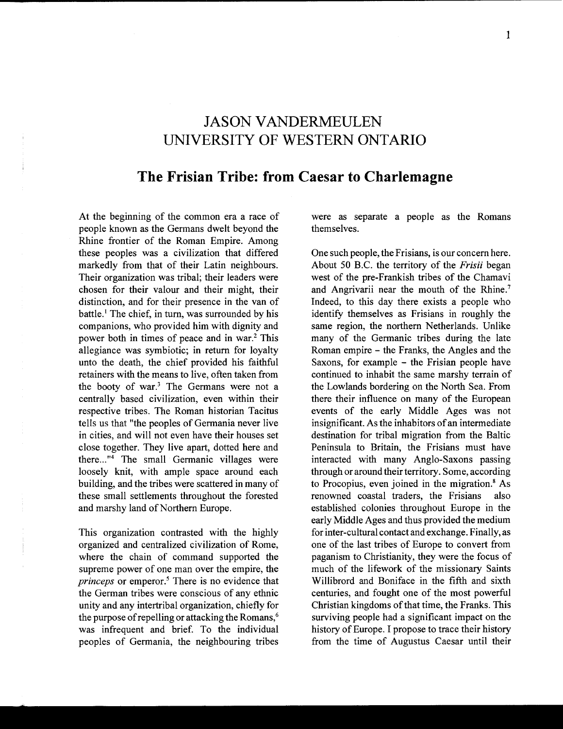# JASON VANDERMEULEN
# UNIVERSITY OF WESTERN ONTARIO

## The Frisian Tribe: from Caesar to Charlemagne

At the beginning of the common era a race of people known as the Germans dwelt beyond the Rhine frontier of the Roman Empire. Among these peoples was a civilization that differed markedly from that of their Latin neighbours. Their organization was tribal; their leaders were chosen for their valour and their might, their distinction, and for their presence in the van of battle.[1] The chief, in turn, was surrounded by his companions, who provided him with dignity and power both in times of peace and in war.[2] This allegiance was symbiotic; in return for loyalty unto the death, the chief provided his faithful retainers with the means to live, often taken from the booty of war.[3] The Germans were not a centrally based civilization, even within their respective tribes. The Roman historian Tacitus tells us that "the peoples of Germania never live in cities, and will not even have their houses set close together. They live apart, dotted here and there..."[4] The small Germanic villages were loosely knit, with ample space around each building, and the tribes were scattered in many of these small settlements throughout the forested and marshy land of Northern Europe.

This organization contrasted with the highly organized and centralized civilization of Rome, where the chain of command supported the supreme power of one man over the empire, the *princeps* or emperor.[5] There is no evidence that the German tribes were conscious of any ethnic unity and any intertribal organization, chiefly for the purpose of repelling or attacking the Romans,[6] was infrequent and brief. To the individual peoples of Germania, the neighbouring tribes were as separate a people as the Romans themselves.

One such people, the Frisians, is our concern here. About 50 B.C. the territory of the *Frisii* began west of the pre-Frankish tribes of the Chamavi and Angrivarii near the mouth of the Rhine.[7] Indeed, to this day there exists a people who identify themselves as Frisians in roughly the same region, the northern Netherlands. Unlike many of the Germanic tribes during the late Roman empire – the Franks, the Angles and the Saxons, for example – the Frisian people have continued to inhabit the same marshy terrain of the Lowlands bordering on the North Sea. From there their influence on many of the European events of the early Middle Ages was not insignificant. As the inhabitors of an intermediate destination for tribal migration from the Baltic Peninsula to Britain, the Frisians must have interacted with many Anglo-Saxons passing through or around their territory. Some, according to Procopius, even joined in the migration.[8] As renowned coastal traders, the Frisians also established colonies throughout Europe in the early Middle Ages and thus provided the medium for inter-cultural contact and exchange. Finally, as one of the last tribes of Europe to convert from paganism to Christianity, they were the focus of much of the lifework of the missionary Saints Willibrord and Boniface in the fifth and sixth centuries, and fought one of the most powerful Christian kingdoms of that time, the Franks. This surviving people had a significant impact on the history of Europe. I propose to trace their history from the time of Augustus Caesar until their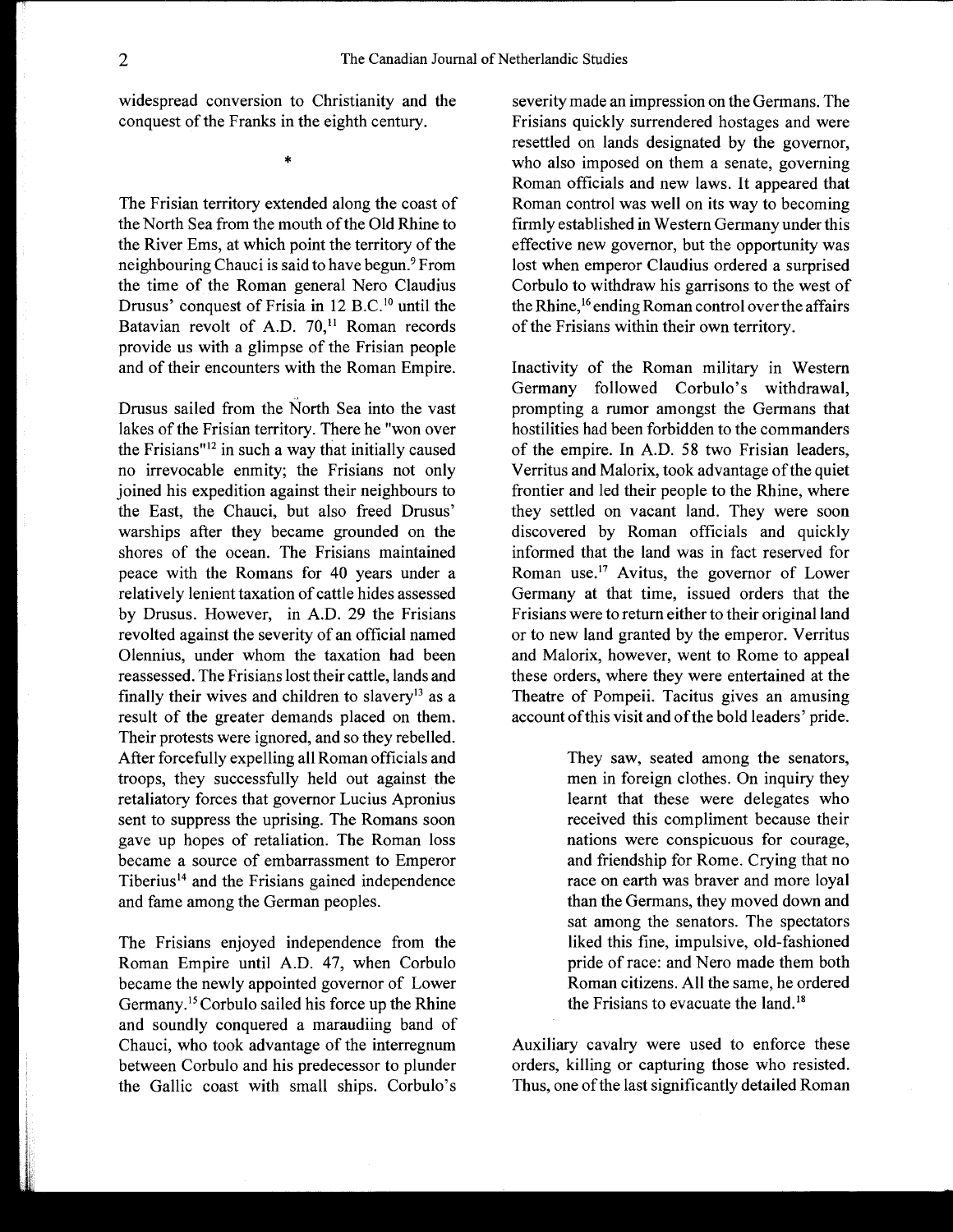widespread conversion to Christianity and the conquest of the Franks in the eighth century.

*

The Frisian territory extended along the coast of the North Sea from the mouth of the Old Rhine to the River Ems, at which point the territory of the neighbouring Chauci is said to have begun.[9] From the time of the Roman general Nero Claudius Drusus' conquest of Frisia in 12 B.C.[10] until the Batavian revolt of A.D. 70,[11] Roman records provide us with a glimpse of the Frisian people and of their encounters with the Roman Empire.

Drusus sailed from the North Sea into the vast lakes of the Frisian territory. There he "won over the Frisians"[12] in such a way that initially caused no irrevocable enmity; the Frisians not only joined his expedition against their neighbours to the East, the Chauci, but also freed Drusus' warships after they became grounded on the shores of the ocean. The Frisians maintained peace with the Romans for 40 years under a relatively lenient taxation of cattle hides assessed by Drusus. However, in A.D. 29 the Frisians revolted against the severity of an official named Olennius, under whom the taxation had been reassessed. The Frisians lost their cattle, lands and finally their wives and children to slavery[13] as a result of the greater demands placed on them. Their protests were ignored, and so they rebelled. After forcefully expelling all Roman officials and troops, they successfully held out against the retaliatory forces that governor Lucius Apronius sent to suppress the uprising. The Romans soon gave up hopes of retaliation. The Roman loss became a source of embarrassment to Emperor Tiberius[14] and the Frisians gained independence and fame among the German peoples.

The Frisians enjoyed independence from the Roman Empire until A.D. 47, when Corbulo became the newly appointed governor of Lower Germany.[15] Corbulo sailed his force up the Rhine and soundly conquered a maraudiing band of Chauci, who took advantage of the interregnum between Corbulo and his predecessor to plunder the Gallic coast with small ships. Corbulo's severity made an impression on the Germans. The Frisians quickly surrendered hostages and were resettled on lands designated by the governor, who also imposed on them a senate, governing Roman officials and new laws. It appeared that Roman control was well on its way to becoming firmly established in Western Germany under this effective new governor, but the opportunity was lost when emperor Claudius ordered a surprised Corbulo to withdraw his garrisons to the west of the Rhine,[16] ending Roman control over the affairs of the Frisians within their own territory.

Inactivity of the Roman military in Western Germany followed Corbulo's withdrawal, prompting a rumor amongst the Germans that hostilities had been forbidden to the commanders of the empire. In A.D. 58 two Frisian leaders, Verritus and Malorix, took advantage of the quiet frontier and led their people to the Rhine, where they settled on vacant land. They were soon discovered by Roman officials and quickly informed that the land was in fact reserved for Roman use.[17] Avitus, the governor of Lower Germany at that time, issued orders that the Frisians were to return either to their original land or to new land granted by the emperor. Verritus and Malorix, however, went to Rome to appeal these orders, where they were entertained at the Theatre of Pompeii. Tacitus gives an amusing account of this visit and of the bold leaders' pride.

> They saw, seated among the senators, men in foreign clothes. On inquiry they learnt that these were delegates who received this compliment because their nations were conspicuous for courage, and friendship for Rome. Crying that no race on earth was braver and more loyal than the Germans, they moved down and sat among the senators. The spectators liked this fine, impulsive, old-fashioned pride of race: and Nero made them both Roman citizens. All the same, he ordered the Frisians to evacuate the land.[18]

Auxiliary cavalry were used to enforce these orders, killing or capturing those who resisted. Thus, one of the last significantly detailed Roman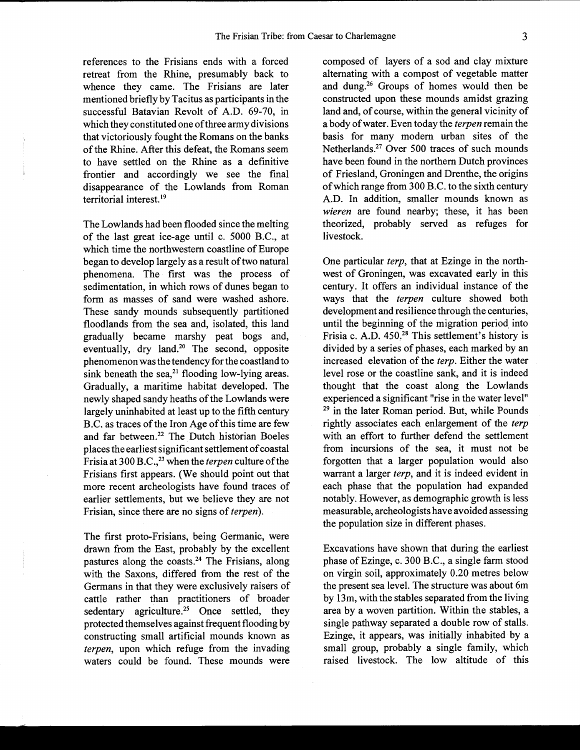references to the Frisians ends with a forced retreat from the Rhine, presumably back to whence they came. The Frisians are later mentioned briefly by Tacitus as participants in the successful Batavian Revolt of A.D. 69-70, in which they constituted one of three army divisions that victoriously fought the Romans on the banks of the Rhine. After this defeat, the Romans seem to have settled on the Rhine as a definitive frontier and accordingly we see the final disappearance of the Lowlands from Roman territorial interest.[19]

The Lowlands had been flooded since the melting of the last great ice-age until c. 5000 B.C., at which time the northwestern coastline of Europe began to develop largely as a result of two natural phenomena. The first was the process of sedimentation, in which rows of dunes began to form as masses of sand were washed ashore. These sandy mounds subsequently partitioned floodlands from the sea and, isolated, this land gradually became marshy peat bogs and, eventually, dry land.[20] The second, opposite phenomenon was the tendency for the coastland to sink beneath the sea,[21] flooding low-lying areas. Gradually, a maritime habitat developed. The newly shaped sandy heaths of the Lowlands were largely uninhabited at least up to the fifth century B.C. as traces of the Iron Age of this time are few and far between.[22] The Dutch historian Boeles places the earliest significant settlement of coastal Frisia at 300 B.C.,[23] when the *terpen* culture of the Frisians first appears. (We should point out that more recent archeologists have found traces of earlier settlements, but we believe they are not Frisian, since there are no signs of *terpen*).

The first proto-Frisians, being Germanic, were drawn from the East, probably by the excellent pastures along the coasts.[24] The Frisians, along with the Saxons, differed from the rest of the Germans in that they were exclusively raisers of cattle rather than practitioners of broader sedentary agriculture.[25] Once settled, they protected themselves against frequent flooding by constructing small artificial mounds known as *terpen*, upon which refuge from the invading waters could be found. These mounds were composed of layers of a sod and clay mixture alternating with a compost of vegetable matter and dung.[26] Groups of homes would then be constructed upon these mounds amidst grazing land and, of course, within the general vicinity of a body of water. Even today the *terpen* remain the basis for many modern urban sites of the Netherlands.[27] Over 500 traces of such mounds have been found in the northern Dutch provinces of Friesland, Groningen and Drenthe, the origins of which range from 300 B.C. to the sixth century A.D. In addition, smaller mounds known as *wieren* are found nearby; these, it has been theorized, probably served as refuges for livestock.

One particular *terp*, that at Ezinge in the north-west of Groningen, was excavated early in this century. It offers an individual instance of the ways that the *terpen* culture showed both development and resilience through the centuries, until the beginning of the migration period into Frisia c. A.D. 450.[28] This settlement's history is divided by a series of phases, each marked by an increased elevation of the *terp*. Either the water level rose or the coastline sank, and it is indeed thought that the coast along the Lowlands experienced a significant "rise in the water level" [29] in the later Roman period. But, while Pounds rightly associates each enlargement of the *terp* with an effort to further defend the settlement from incursions of the sea, it must not be forgotten that a larger population would also warrant a larger *terp*, and it is indeed evident in each phase that the population had expanded notably. However, as demographic growth is less measurable, archeologists have avoided assessing the population size in different phases.

Excavations have shown that during the earliest phase of Ezinge, c. 300 B.C., a single farm stood on virgin soil, approximately 0.20 metres below the present sea level. The structure was about 6m by 13m, with the stables separated from the living area by a woven partition. Within the stables, a single pathway separated a double row of stalls. Ezinge, it appears, was initially inhabited by a small group, probably a single family, which raised livestock. The low altitude of this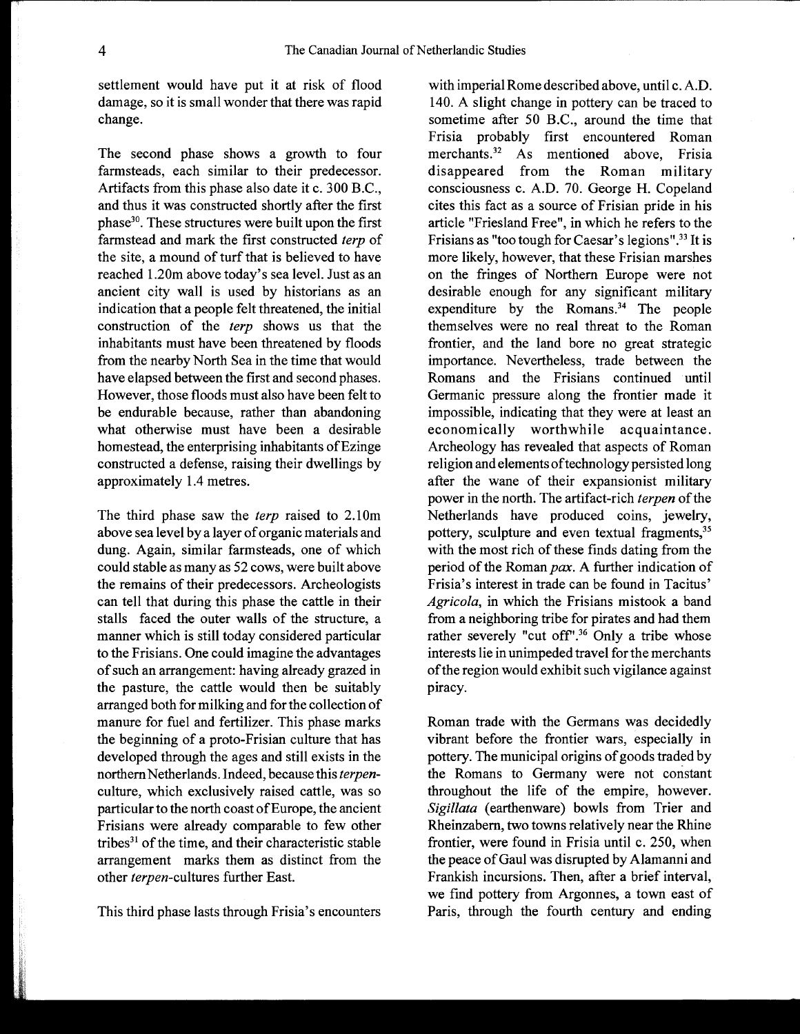settlement would have put it at risk of flood damage, so it is small wonder that there was rapid change.

The second phase shows a growth to four farmsteads, each similar to their predecessor. Artifacts from this phase also date it c. 300 B.C., and thus it was constructed shortly after the first phase[30]. These structures were built upon the first farmstead and mark the first constructed *terp* of the site, a mound of turf that is believed to have reached 1.20m above today's sea level. Just as an ancient city wall is used by historians as an indication that a people felt threatened, the initial construction of the *terp* shows us that the inhabitants must have been threatened by floods from the nearby North Sea in the time that would have elapsed between the first and second phases. However, those floods must also have been felt to be endurable because, rather than abandoning what otherwise must have been a desirable homestead, the enterprising inhabitants of Ezinge constructed a defense, raising their dwellings by approximately 1.4 metres.

The third phase saw the *terp* raised to 2.10m above sea level by a layer of organic materials and dung. Again, similar farmsteads, one of which could stable as many as 52 cows, were built above the remains of their predecessors. Archeologists can tell that during this phase the cattle in their stalls faced the outer walls of the structure, a manner which is still today considered particular to the Frisians. One could imagine the advantages of such an arrangement: having already grazed in the pasture, the cattle would then be suitably arranged both for milking and for the collection of manure for fuel and fertilizer. This phase marks the beginning of a proto-Frisian culture that has developed through the ages and still exists in the northern Netherlands. Indeed, because this *terpen*-culture, which exclusively raised cattle, was so particular to the north coast of Europe, the ancient Frisians were already comparable to few other tribes[31] of the time, and their characteristic stable arrangement marks them as distinct from the other *terpen*-cultures further East.

This third phase lasts through Frisia's encounters with imperial Rome described above, until c. A.D. 140. A slight change in pottery can be traced to sometime after 50 B.C., around the time that Frisia probably first encountered Roman merchants.[32] As mentioned above, Frisia disappeared from the Roman military consciousness c. A.D. 70. George H. Copeland cites this fact as a source of Frisian pride in his article "Friesland Free", in which he refers to the Frisians as "too tough for Caesar's legions".[33] It is more likely, however, that these Frisian marshes on the fringes of Northern Europe were not desirable enough for any significant military expenditure by the Romans.[34] The people themselves were no real threat to the Roman frontier, and the land bore no great strategic importance. Nevertheless, trade between the Romans and the Frisians continued until Germanic pressure along the frontier made it impossible, indicating that they were at least an economically worthwhile acquaintance. Archeology has revealed that aspects of Roman religion and elements of technology persisted long after the wane of their expansionist military power in the north. The artifact-rich *terpen* of the Netherlands have produced coins, jewelry, pottery, sculpture and even textual fragments,[35] with the most rich of these finds dating from the period of the Roman *pax*. A further indication of Frisia's interest in trade can be found in Tacitus' *Agricola*, in which the Frisians mistook a band from a neighboring tribe for pirates and had them rather severely "cut off".[36] Only a tribe whose interests lie in unimpeded travel for the merchants of the region would exhibit such vigilance against piracy.

Roman trade with the Germans was decidedly vibrant before the frontier wars, especially in pottery. The municipal origins of goods traded by the Romans to Germany were not constant throughout the life of the empire, however. *Sigillata* (earthenware) bowls from Trier and Rheinzabern, two towns relatively near the Rhine frontier, were found in Frisia until c. 250, when the peace of Gaul was disrupted by Alamanni and Frankish incursions. Then, after a brief interval, we find pottery from Argonnes, a town east of Paris, through the fourth century and ending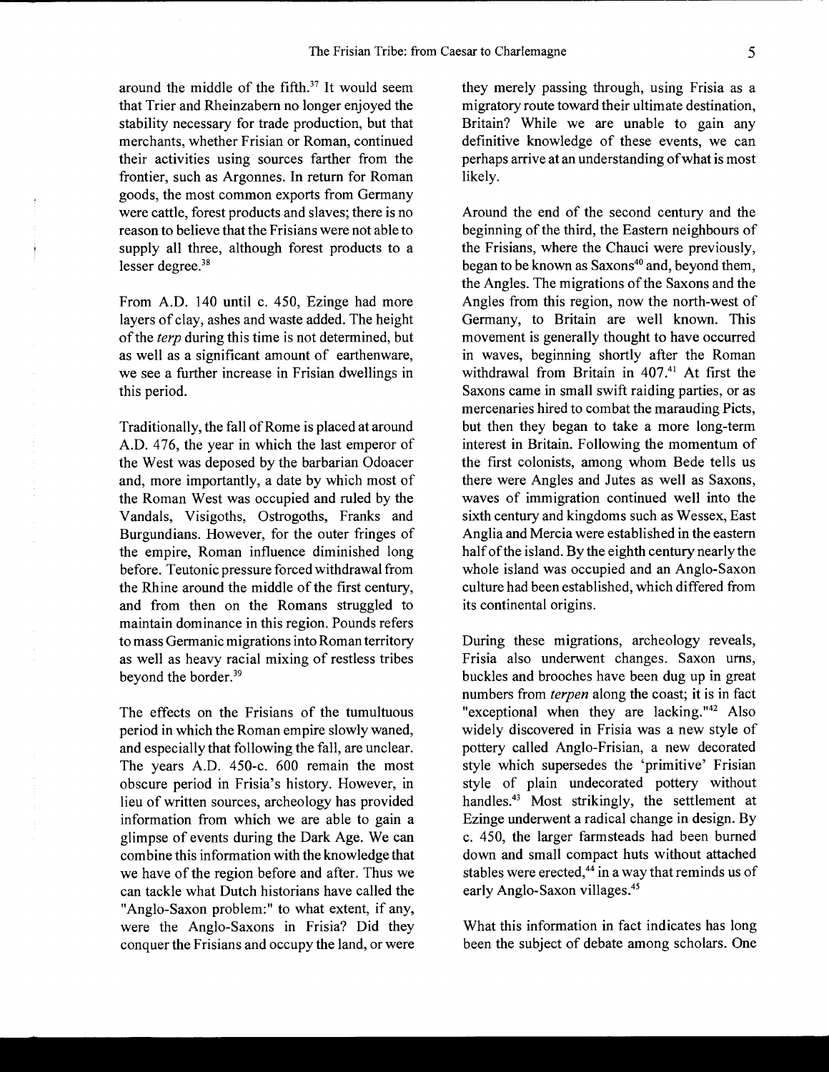around the middle of the fifth.[37] It would seem that Trier and Rheinzabern no longer enjoyed the stability necessary for trade production, but that merchants, whether Frisian or Roman, continued their activities using sources farther from the frontier, such as Argonnes. In return for Roman goods, the most common exports from Germany were cattle, forest products and slaves; there is no reason to believe that the Frisians were not able to supply all three, although forest products to a lesser degree.[38]

From A.D. 140 until c. 450, Ezinge had more layers of clay, ashes and waste added. The height of the *terp* during this time is not determined, but as well as a significant amount of earthenware, we see a further increase in Frisian dwellings in this period.

Traditionally, the fall of Rome is placed at around A.D. 476, the year in which the last emperor of the West was deposed by the barbarian Odoacer and, more importantly, a date by which most of the Roman West was occupied and ruled by the Vandals, Visigoths, Ostrogoths, Franks and Burgundians. However, for the outer fringes of the empire, Roman influence diminished long before. Teutonic pressure forced withdrawal from the Rhine around the middle of the first century, and from then on the Romans struggled to maintain dominance in this region. Pounds refers to mass Germanic migrations into Roman territory as well as heavy racial mixing of restless tribes beyond the border.[39]

The effects on the Frisians of the tumultuous period in which the Roman empire slowly waned, and especially that following the fall, are unclear. The years A.D. 450-c. 600 remain the most obscure period in Frisia's history. However, in lieu of written sources, archeology has provided information from which we are able to gain a glimpse of events during the Dark Age. We can combine this information with the knowledge that we have of the region before and after. Thus we can tackle what Dutch historians have called the "Anglo-Saxon problem:" to what extent, if any, were the Anglo-Saxons in Frisia? Did they conquer the Frisians and occupy the land, or were they merely passing through, using Frisia as a migratory route toward their ultimate destination, Britain? While we are unable to gain any definitive knowledge of these events, we can perhaps arrive at an understanding of what is most likely.

Around the end of the second century and the beginning of the third, the Eastern neighbours of the Frisians, where the Chauci were previously, began to be known as Saxons[40] and, beyond them, the Angles. The migrations of the Saxons and the Angles from this region, now the north-west of Germany, to Britain are well known. This movement is generally thought to have occurred in waves, beginning shortly after the Roman withdrawal from Britain in 407.[41] At first the Saxons came in small swift raiding parties, or as mercenaries hired to combat the marauding Picts, but then they began to take a more long-term interest in Britain. Following the momentum of the first colonists, among whom Bede tells us there were Angles and Jutes as well as Saxons, waves of immigration continued well into the sixth century and kingdoms such as Wessex, East Anglia and Mercia were established in the eastern half of the island. By the eighth century nearly the whole island was occupied and an Anglo-Saxon culture had been established, which differed from its continental origins.

During these migrations, archeology reveals, Frisia also underwent changes. Saxon urns, buckles and brooches have been dug up in great numbers from *terpen* along the coast; it is in fact "exceptional when they are lacking."[42] Also widely discovered in Frisia was a new style of pottery called Anglo-Frisian, a new decorated style which supersedes the 'primitive' Frisian style of plain undecorated pottery without handles.[43] Most strikingly, the settlement at Ezinge underwent a radical change in design. By c. 450, the larger farmsteads had been burned down and small compact huts without attached stables were erected,[44] in a way that reminds us of early Anglo-Saxon villages.[45]

What this information in fact indicates has long been the subject of debate among scholars. One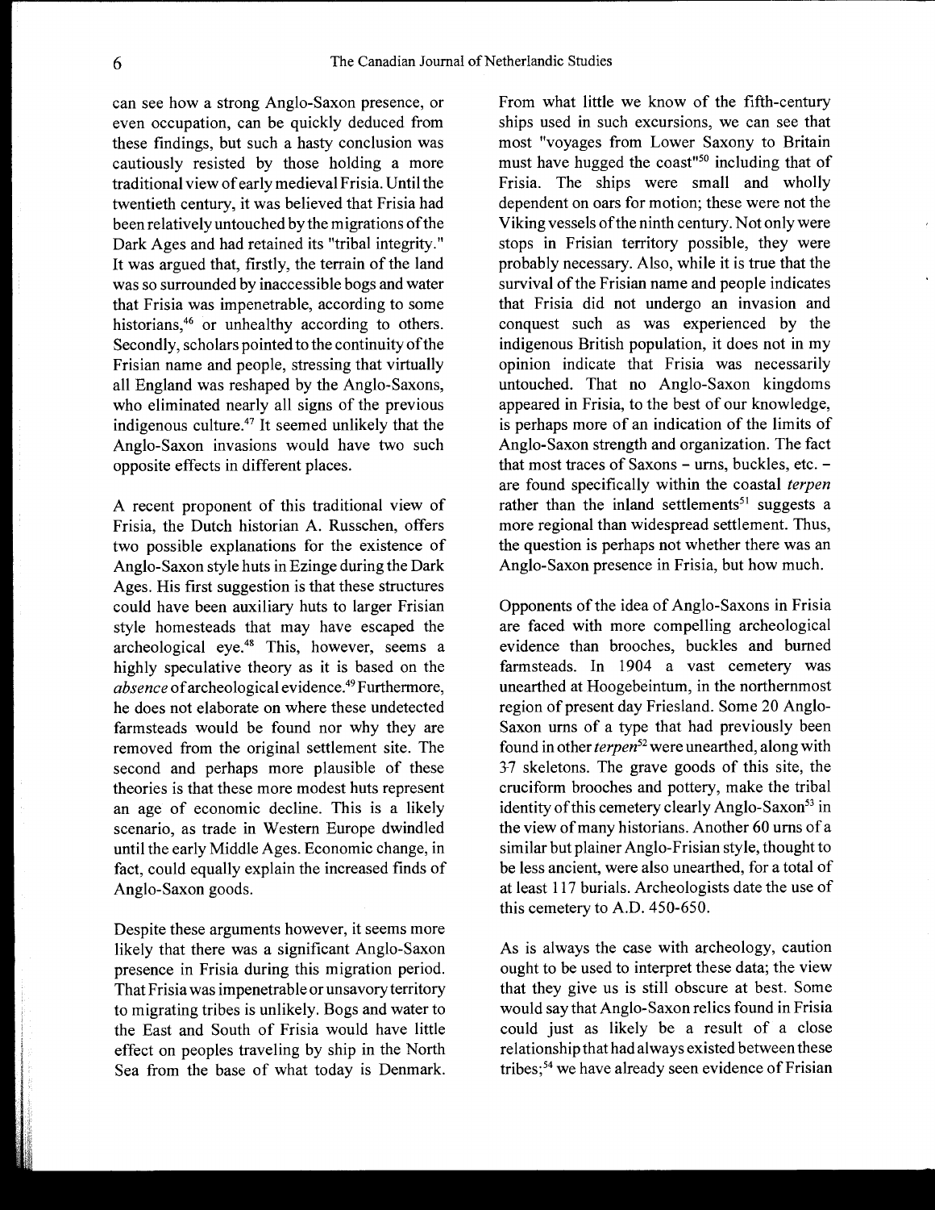can see how a strong Anglo-Saxon presence, or even occupation, can be quickly deduced from these findings, but such a hasty conclusion was cautiously resisted by those holding a more traditional view of early medieval Frisia. Until the twentieth century, it was believed that Frisia had been relatively untouched by the migrations of the Dark Ages and had retained its "tribal integrity." It was argued that, firstly, the terrain of the land was so surrounded by inaccessible bogs and water that Frisia was impenetrable, according to some historians,[46] or unhealthy according to others. Secondly, scholars pointed to the continuity of the Frisian name and people, stressing that virtually all England was reshaped by the Anglo-Saxons, who eliminated nearly all signs of the previous indigenous culture.[47] It seemed unlikely that the Anglo-Saxon invasions would have two such opposite effects in different places.

A recent proponent of this traditional view of Frisia, the Dutch historian A. Russchen, offers two possible explanations for the existence of Anglo-Saxon style huts in Ezinge during the Dark Ages. His first suggestion is that these structures could have been auxiliary huts to larger Frisian style homesteads that may have escaped the archeological eye.[48] This, however, seems a highly speculative theory as it is based on the *absence* of archeological evidence.[49] Furthermore, he does not elaborate on where these undetected farmsteads would be found nor why they are removed from the original settlement site. The second and perhaps more plausible of these theories is that these more modest huts represent an age of economic decline. This is a likely scenario, as trade in Western Europe dwindled until the early Middle Ages. Economic change, in fact, could equally explain the increased finds of Anglo-Saxon goods.

Despite these arguments however, it seems more likely that there was a significant Anglo-Saxon presence in Frisia during this migration period. That Frisia was impenetrable or unsavory territory to migrating tribes is unlikely. Bogs and water to the East and South of Frisia would have little effect on peoples traveling by ship in the North Sea from the base of what today is Denmark. From what little we know of the fifth-century ships used in such excursions, we can see that most "voyages from Lower Saxony to Britain must have hugged the coast"[50] including that of Frisia. The ships were small and wholly dependent on oars for motion; these were not the Viking vessels of the ninth century. Not only were stops in Frisian territory possible, they were probably necessary. Also, while it is true that the survival of the Frisian name and people indicates that Frisia did not undergo an invasion and conquest such as was experienced by the indigenous British population, it does not in my opinion indicate that Frisia was necessarily untouched. That no Anglo-Saxon kingdoms appeared in Frisia, to the best of our knowledge, is perhaps more of an indication of the limits of Anglo-Saxon strength and organization. The fact that most traces of Saxons – urns, buckles, etc. – are found specifically within the coastal *terpen* rather than the inland settlements[51] suggests a more regional than widespread settlement. Thus, the question is perhaps not whether there was an Anglo-Saxon presence in Frisia, but how much.

Opponents of the idea of Anglo-Saxons in Frisia are faced with more compelling archeological evidence than brooches, buckles and burned farmsteads. In 1904 a vast cemetery was unearthed at Hoogebeintum, in the northernmost region of present day Friesland. Some 20 Anglo-Saxon urns of a type that had previously been found in other *terpen*[52] were unearthed, along with 37 skeletons. The grave goods of this site, the cruciform brooches and pottery, make the tribal identity of this cemetery clearly Anglo-Saxon[53] in the view of many historians. Another 60 urns of a similar but plainer Anglo-Frisian style, thought to be less ancient, were also unearthed, for a total of at least 117 burials. Archeologists date the use of this cemetery to A.D. 450-650.

As is always the case with archeology, caution ought to be used to interpret these data; the view that they give us is still obscure at best. Some would say that Anglo-Saxon relics found in Frisia could just as likely be a result of a close relationship that had always existed between these tribes;[54] we have already seen evidence of Frisian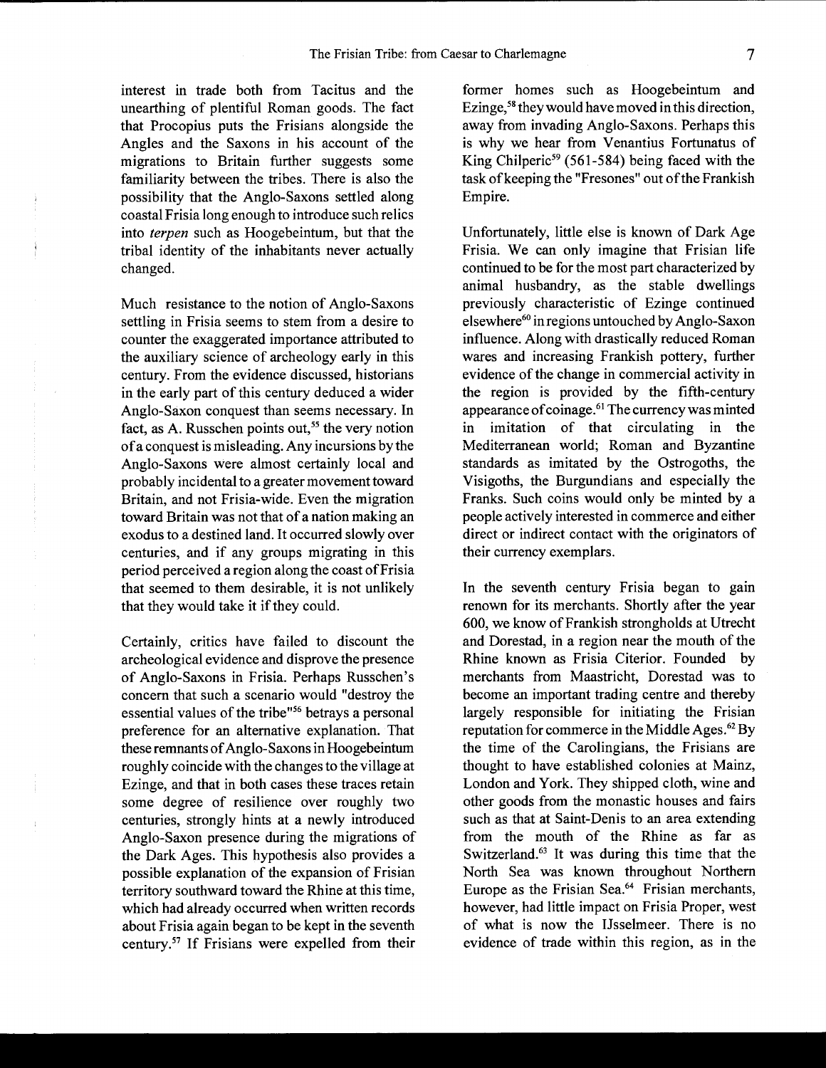interest in trade both from Tacitus and the unearthing of plentiful Roman goods. The fact that Procopius puts the Frisians alongside the Angles and the Saxons in his account of the migrations to Britain further suggests some familiarity between the tribes. There is also the possibility that the Anglo-Saxons settled along coastal Frisia long enough to introduce such relics into *terpen* such as Hoogebeintum, but that the tribal identity of the inhabitants never actually changed.

Much resistance to the notion of Anglo-Saxons settling in Frisia seems to stem from a desire to counter the exaggerated importance attributed to the auxiliary science of archeology early in this century. From the evidence discussed, historians in the early part of this century deduced a wider Anglo-Saxon conquest than seems necessary. In fact, as A. Russchen points out,[55] the very notion of a conquest is misleading. Any incursions by the Anglo-Saxons were almost certainly local and probably incidental to a greater movement toward Britain, and not Frisia-wide. Even the migration toward Britain was not that of a nation making an exodus to a destined land. It occurred slowly over centuries, and if any groups migrating in this period perceived a region along the coast of Frisia that seemed to them desirable, it is not unlikely that they would take it if they could.

Certainly, critics have failed to discount the archeological evidence and disprove the presence of Anglo-Saxons in Frisia. Perhaps Russchen's concern that such a scenario would "destroy the essential values of the tribe"[56] betrays a personal preference for an alternative explanation. That these remnants of Anglo-Saxons in Hoogebeintum roughly coincide with the changes to the village at Ezinge, and that in both cases these traces retain some degree of resilience over roughly two centuries, strongly hints at a newly introduced Anglo-Saxon presence during the migrations of the Dark Ages. This hypothesis also provides a possible explanation of the expansion of Frisian territory southward toward the Rhine at this time, which had already occurred when written records about Frisia again began to be kept in the seventh century.[57] If Frisians were expelled from their former homes such as Hoogebeintum and Ezinge,[58] they would have moved in this direction, away from invading Anglo-Saxons. Perhaps this is why we hear from Venantius Fortunatus of King Chilperic[59] (561-584) being faced with the task of keeping the "Fresones" out of the Frankish Empire.

Unfortunately, little else is known of Dark Age Frisia. We can only imagine that Frisian life continued to be for the most part characterized by animal husbandry, as the stable dwellings previously characteristic of Ezinge continued elsewhere[60] in regions untouched by Anglo-Saxon influence. Along with drastically reduced Roman wares and increasing Frankish pottery, further evidence of the change in commercial activity in the region is provided by the fifth-century appearance of coinage.[61] The currency was minted in imitation of that circulating in the Mediterranean world; Roman and Byzantine standards as imitated by the Ostrogoths, the Visigoths, the Burgundians and especially the Franks. Such coins would only be minted by a people actively interested in commerce and either direct or indirect contact with the originators of their currency exemplars.

In the seventh century Frisia began to gain renown for its merchants. Shortly after the year 600, we know of Frankish strongholds at Utrecht and Dorestad, in a region near the mouth of the Rhine known as Frisia Citerior. Founded by merchants from Maastricht, Dorestad was to become an important trading centre and thereby largely responsible for initiating the Frisian reputation for commerce in the Middle Ages.[62] By the time of the Carolingians, the Frisians are thought to have established colonies at Mainz, London and York. They shipped cloth, wine and other goods from the monastic houses and fairs such as that at Saint-Denis to an area extending from the mouth of the Rhine as far as Switzerland.[63] It was during this time that the North Sea was known throughout Northern Europe as the Frisian Sea.[64] Frisian merchants, however, had little impact on Frisia Proper, west of what is now the IJsselmeer. There is no evidence of trade within this region, as in the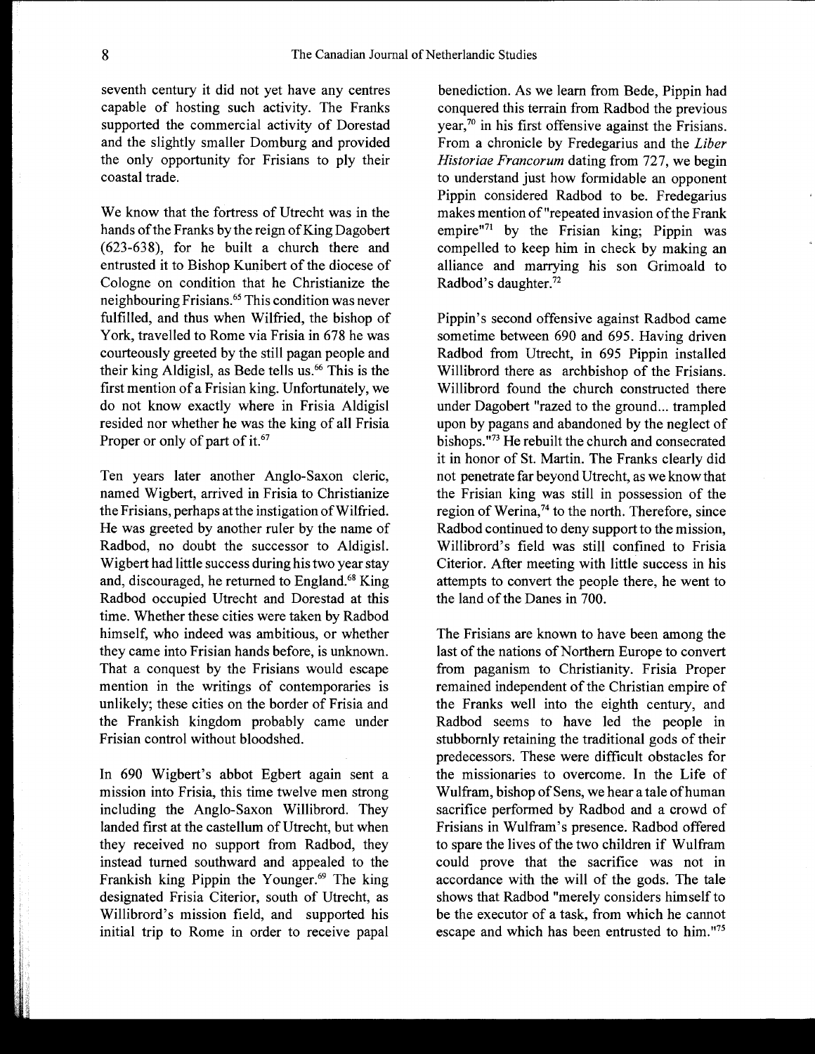seventh century it did not yet have any centres capable of hosting such activity. The Franks supported the commercial activity of Dorestad and the slightly smaller Domburg and provided the only opportunity for Frisians to ply their coastal trade.

We know that the fortress of Utrecht was in the hands of the Franks by the reign of King Dagobert (623-638), for he built a church there and entrusted it to Bishop Kunibert of the diocese of Cologne on condition that he Christianize the neighbouring Frisians.[65] This condition was never fulfilled, and thus when Wilfried, the bishop of York, travelled to Rome via Frisia in 678 he was courteously greeted by the still pagan people and their king Aldigisl, as Bede tells us.[66] This is the first mention of a Frisian king. Unfortunately, we do not know exactly where in Frisia Aldigisl resided nor whether he was the king of all Frisia Proper or only of part of it.[67]

Ten years later another Anglo-Saxon cleric, named Wigbert, arrived in Frisia to Christianize the Frisians, perhaps at the instigation of Wilfried. He was greeted by another ruler by the name of Radbod, no doubt the successor to Aldigisl. Wigbert had little success during his two year stay and, discouraged, he returned to England.[68] King Radbod occupied Utrecht and Dorestad at this time. Whether these cities were taken by Radbod himself, who indeed was ambitious, or whether they came into Frisian hands before, is unknown. That a conquest by the Frisians would escape mention in the writings of contemporaries is unlikely; these cities on the border of Frisia and the Frankish kingdom probably came under Frisian control without bloodshed.

In 690 Wigbert's abbot Egbert again sent a mission into Frisia, this time twelve men strong including the Anglo-Saxon Willibrord. They landed first at the castellum of Utrecht, but when they received no support from Radbod, they instead turned southward and appealed to the Frankish king Pippin the Younger.[69] The king designated Frisia Citerior, south of Utrecht, as Willibrord's mission field, and supported his initial trip to Rome in order to receive papal benediction. As we learn from Bede, Pippin had conquered this terrain from Radbod the previous year,[70] in his first offensive against the Frisians. From a chronicle by Fredegarius and the *Liber Historiae Francorum* dating from 727, we begin to understand just how formidable an opponent Pippin considered Radbod to be. Fredegarius makes mention of "repeated invasion of the Frank empire"[71] by the Frisian king; Pippin was compelled to keep him in check by making an alliance and marrying his son Grimoald to Radbod's daughter.[72]

Pippin's second offensive against Radbod came sometime between 690 and 695. Having driven Radbod from Utrecht, in 695 Pippin installed Willibrord there as archbishop of the Frisians. Willibrord found the church constructed there under Dagobert "razed to the ground... trampled upon by pagans and abandoned by the neglect of bishops."[73] He rebuilt the church and consecrated it in honor of St. Martin. The Franks clearly did not penetrate far beyond Utrecht, as we know that the Frisian king was still in possession of the region of Werina,[74] to the north. Therefore, since Radbod continued to deny support to the mission, Willibrord's field was still confined to Frisia Citerior. After meeting with little success in his attempts to convert the people there, he went to the land of the Danes in 700.

The Frisians are known to have been among the last of the nations of Northern Europe to convert from paganism to Christianity. Frisia Proper remained independent of the Christian empire of the Franks well into the eighth century, and Radbod seems to have led the people in stubbornly retaining the traditional gods of their predecessors. These were difficult obstacles for the missionaries to overcome. In the Life of Wulfram, bishop of Sens, we hear a tale of human sacrifice performed by Radbod and a crowd of Frisians in Wulfram's presence. Radbod offered to spare the lives of the two children if Wulfram could prove that the sacrifice was not in accordance with the will of the gods. The tale shows that Radbod "merely considers himself to be the executor of a task, from which he cannot escape and which has been entrusted to him."[75]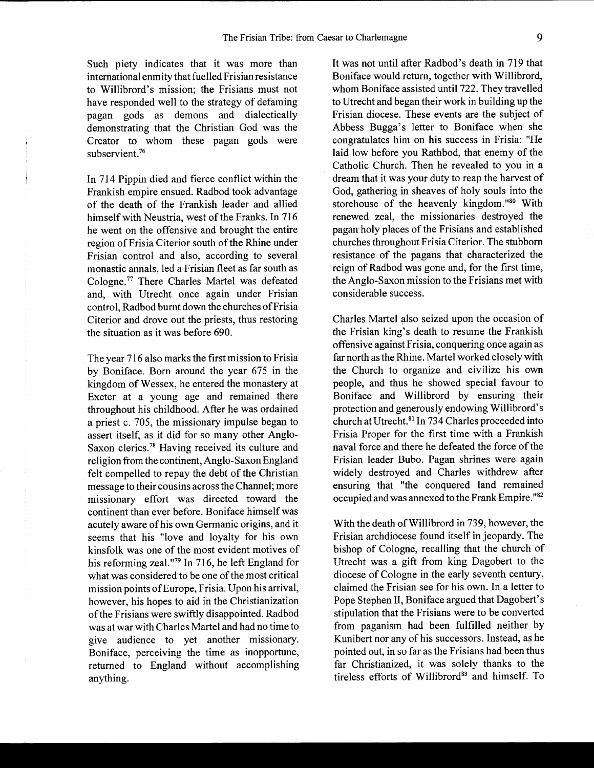Such piety indicates that it was more than international enmity that fuelled Frisian resistance to Willibrord's mission; the Frisians must not have responded well to the strategy of defaming pagan gods as demons and dialectically demonstrating that the Christian God was the Creator to whom these pagan gods were subservient.[76]

In 714 Pippin died and fierce conflict within the Frankish empire ensued. Radbod took advantage of the death of the Frankish leader and allied himself with Neustria, west of the Franks. In 716 he went on the offensive and brought the entire region of Frisia Citerior south of the Rhine under Frisian control and also, according to several monastic annals, led a Frisian fleet as far south as Cologne.[77] There Charles Martel was defeated and, with Utrecht once again under Frisian control, Radbod burnt down the churches of Frisia Citerior and drove out the priests, thus restoring the situation as it was before 690.

The year 716 also marks the first mission to Frisia by Boniface. Born around the year 675 in the kingdom of Wessex, he entered the monastery at Exeter at a young age and remained there throughout his childhood. After he was ordained a priest c. 705, the missionary impulse began to assert itself, as it did for so many other Anglo-Saxon clerics.[78] Having received its culture and religion from the continent, Anglo-Saxon England felt compelled to repay the debt of the Christian message to their cousins across the Channel; more missionary effort was directed toward the continent than ever before. Boniface himself was acutely aware of his own Germanic origins, and it seems that his "love and loyalty for his own kinsfolk was one of the most evident motives of his reforming zeal."[79] In 716, he left England for what was considered to be one of the most critical mission points of Europe, Frisia. Upon his arrival, however, his hopes to aid in the Christianization of the Frisians were swiftly disappointed. Radbod was at war with Charles Martel and had no time to give audience to yet another missionary. Boniface, perceiving the time as inopportune, returned to England without accomplishing anything.

It was not until after Radbod's death in 719 that Boniface would return, together with Willibrord, whom Boniface assisted until 722. They travelled to Utrecht and began their work in building up the Frisian diocese. These events are the subject of Abbess Bugga's letter to Boniface when she congratulates him on his success in Frisia: "He laid low before you Rathbod, that enemy of the Catholic Church. Then he revealed to you in a dream that it was your duty to reap the harvest of God, gathering in sheaves of holy souls into the storehouse of the heavenly kingdom."[80] With renewed zeal, the missionaries destroyed the pagan holy places of the Frisians and established churches throughout Frisia Citerior. The stubborn resistance of the pagans that characterized the reign of Radbod was gone and, for the first time, the Anglo-Saxon mission to the Frisians met with considerable success.

Charles Martel also seized upon the occasion of the Frisian king's death to resume the Frankish offensive against Frisia, conquering once again as far north as the Rhine. Martel worked closely with the Church to organize and civilize his own people, and thus he showed special favour to Boniface and Willibrord by ensuring their protection and generously endowing Willibrord's church at Utrecht.[81] In 734 Charles proceeded into Frisia Proper for the first time with a Frankish naval force and there he defeated the force of the Frisian leader Bubo. Pagan shrines were again widely destroyed and Charles withdrew after ensuring that "the conquered land remained occupied and was annexed to the Frank Empire."[82]

With the death of Willibrord in 739, however, the Frisian archdiocese found itself in jeopardy. The bishop of Cologne, recalling that the church of Utrecht was a gift from king Dagobert to the diocese of Cologne in the early seventh century, claimed the Frisian see for his own. In a letter to Pope Stephen II, Boniface argued that Dagobert's stipulation that the Frisians were to be converted from paganism had been fulfilled neither by Kunibert nor any of his successors. Instead, as he pointed out, in so far as the Frisians had been thus far Christianized, it was solely thanks to the tireless efforts of Willibrord[83] and himself. To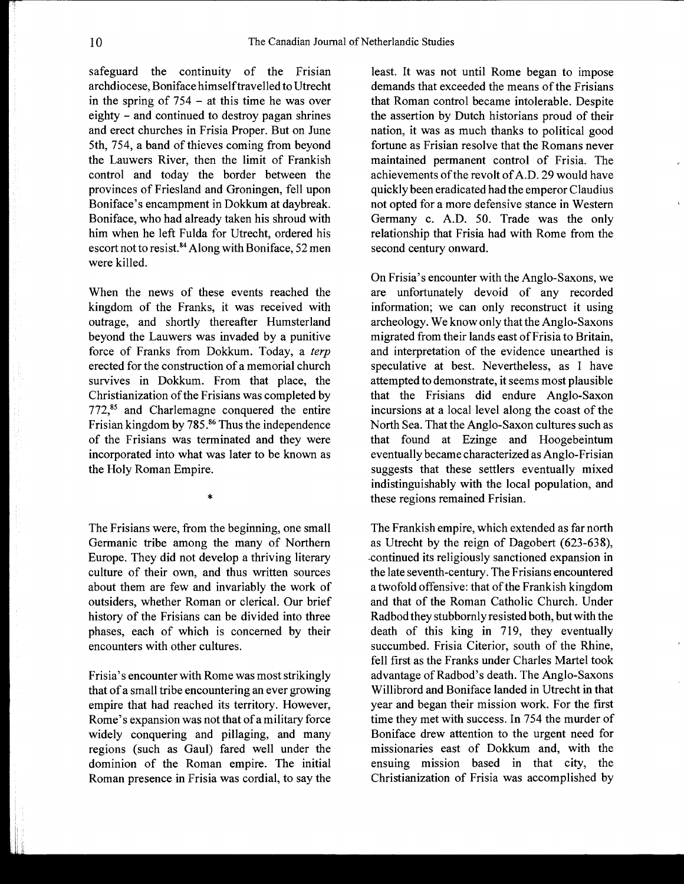safeguard the continuity of the Frisian archdiocese, Boniface himself travelled to Utrecht in the spring of 754 – at this time he was over eighty – and continued to destroy pagan shrines and erect churches in Frisia Proper. But on June 5th, 754, a band of thieves coming from beyond the Lauwers River, then the limit of Frankish control and today the border between the provinces of Friesland and Groningen, fell upon Boniface's encampment in Dokkum at daybreak. Boniface, who had already taken his shroud with him when he left Fulda for Utrecht, ordered his escort not to resist.[84] Along with Boniface, 52 men were killed.

When the news of these events reached the kingdom of the Franks, it was received with outrage, and shortly thereafter Humsterland beyond the Lauwers was invaded by a punitive force of Franks from Dokkum. Today, a *terp* erected for the construction of a memorial church survives in Dokkum. From that place, the Christianization of the Frisians was completed by 772,[85] and Charlemagne conquered the entire Frisian kingdom by 785.[86] Thus the independence of the Frisians was terminated and they were incorporated into what was later to be known as the Holy Roman Empire.

*

The Frisians were, from the beginning, one small Germanic tribe among the many of Northern Europe. They did not develop a thriving literary culture of their own, and thus written sources about them are few and invariably the work of outsiders, whether Roman or clerical. Our brief history of the Frisians can be divided into three phases, each of which is concerned by their encounters with other cultures.

Frisia's encounter with Rome was most strikingly that of a small tribe encountering an ever growing empire that had reached its territory. However, Rome's expansion was not that of a military force widely conquering and pillaging, and many regions (such as Gaul) fared well under the dominion of the Roman empire. The initial Roman presence in Frisia was cordial, to say the least. It was not until Rome began to impose demands that exceeded the means of the Frisians that Roman control became intolerable. Despite the assertion by Dutch historians proud of their nation, it was as much thanks to political good fortune as Frisian resolve that the Romans never maintained permanent control of Frisia. The achievements of the revolt of A.D. 29 would have quickly been eradicated had the emperor Claudius not opted for a more defensive stance in Western Germany c. A.D. 50. Trade was the only relationship that Frisia had with Rome from the second century onward.

On Frisia's encounter with the Anglo-Saxons, we are unfortunately devoid of any recorded information; we can only reconstruct it using archeology. We know only that the Anglo-Saxons migrated from their lands east of Frisia to Britain, and interpretation of the evidence unearthed is speculative at best. Nevertheless, as I have attempted to demonstrate, it seems most plausible that the Frisians did endure Anglo-Saxon incursions at a local level along the coast of the North Sea. That the Anglo-Saxon cultures such as that found at Ezinge and Hoogebeintum eventually became characterized as Anglo-Frisian suggests that these settlers eventually mixed indistinguishably with the local population, and these regions remained Frisian.

The Frankish empire, which extended as far north as Utrecht by the reign of Dagobert (623-638), continued its religiously sanctioned expansion in the late seventh-century. The Frisians encountered a twofold offensive: that of the Frankish kingdom and that of the Roman Catholic Church. Under Radbod they stubbornly resisted both, but with the death of this king in 719, they eventually succumbed. Frisia Citerior, south of the Rhine, fell first as the Franks under Charles Martel took advantage of Radbod's death. The Anglo-Saxons Willibrord and Boniface landed in Utrecht in that year and began their mission work. For the first time they met with success. In 754 the murder of Boniface drew attention to the urgent need for missionaries east of Dokkum and, with the ensuing mission based in that city, the Christianization of Frisia was accomplished by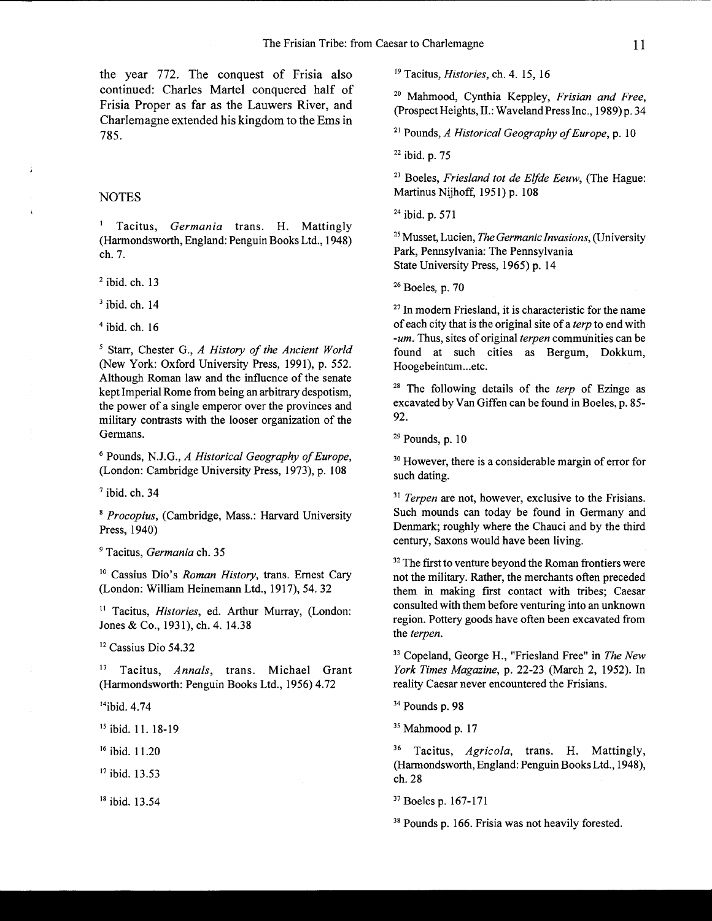the year 772. The conquest of Frisia also continued: Charles Martel conquered half of Frisia Proper as far as the Lauwers River, and Charlemagne extended his kingdom to the Ems in 785.

## NOTES

[1] Tacitus, *Germania* trans. H. Mattingly (Harmondsworth, England: Penguin Books Ltd., 1948) ch. 7.

[2] ibid. ch. 13

[3] ibid. ch. 14

[4] ibid. ch. 16

[5] Starr, Chester G., *A History of the Ancient World* (New York: Oxford University Press, 1991), p. 552. Although Roman law and the influence of the senate kept Imperial Rome from being an arbitrary despotism, the power of a single emperor over the provinces and military contrasts with the looser organization of the Germans.

[6] Pounds, N.J.G., *A Historical Geography of Europe*, (London: Cambridge University Press, 1973), p. 108

[7] ibid. ch. 34

[8] *Procopius*, (Cambridge, Mass.: Harvard University Press, 1940)

[9] Tacitus, *Germania* ch. 35

[10] Cassius Dio's *Roman History*, trans. Ernest Cary (London: William Heinemann Ltd., 1917), 54. 32

[11] Tacitus, *Histories*, ed. Arthur Murray, (London: Jones & Co., 1931), ch. 4. 14.38

[12] Cassius Dio 54.32

[13] Tacitus, *Annals*, trans. Michael Grant (Harmondsworth: Penguin Books Ltd., 1956) 4.72

[14] ibid. 4.74

[15] ibid. 11. 18-19

[16] ibid. 11.20

[17] ibid. 13.53

[18] ibid. 13.54

[19] Tacitus, *Histories*, ch. 4. 15, 16

[20] Mahmood, Cynthia Keppley, *Frisian and Free*, (Prospect Heights, Il.: Waveland Press Inc., 1989) p. 34

[21] Pounds, *A Historical Geography of Europe*, p. 10

[22] ibid. p. 75

[23] Boeles, *Friesland tot de Elfde Eeuw*, (The Hague: Martinus Nijhoff, 1951) p. 108

[24] ibid. p. 571

[25] Musset, Lucien, *The Germanic Invasions*, (University Park, Pennsylvania: The Pennsylvania State University Press, 1965) p. 14

[26] Boeles, p. 70

[27] In modern Friesland, it is characteristic for the name of each city that is the original site of a *terp* to end with *-um*. Thus, sites of original *terpen* communities can be found at such cities as Bergum, Dokkum, Hoogebeintum...etc.

[28] The following details of the *terp* of Ezinge as excavated by Van Giffen can be found in Boeles, p. 85-92.

[29] Pounds, p. 10

[30] However, there is a considerable margin of error for such dating.

[31] *Terpen* are not, however, exclusive to the Frisians. Such mounds can today be found in Germany and Denmark; roughly where the Chauci and by the third century, Saxons would have been living.

[32] The first to venture beyond the Roman frontiers were not the military. Rather, the merchants often preceded them in making first contact with tribes; Caesar consulted with them before venturing into an unknown region. Pottery goods have often been excavated from the *terpen*.

[33] Copeland, George H., "Friesland Free" in *The New York Times Magazine*, p. 22-23 (March 2, 1952). In reality Caesar never encountered the Frisians.

[34] Pounds p. 98

[35] Mahmood p. 17

[36] Tacitus, *Agricola*, trans. H. Mattingly, (Harmondsworth, England: Penguin Books Ltd., 1948), ch. 28

[37] Boeles p. 167-171

[38] Pounds p. 166. Frisia was not heavily forested.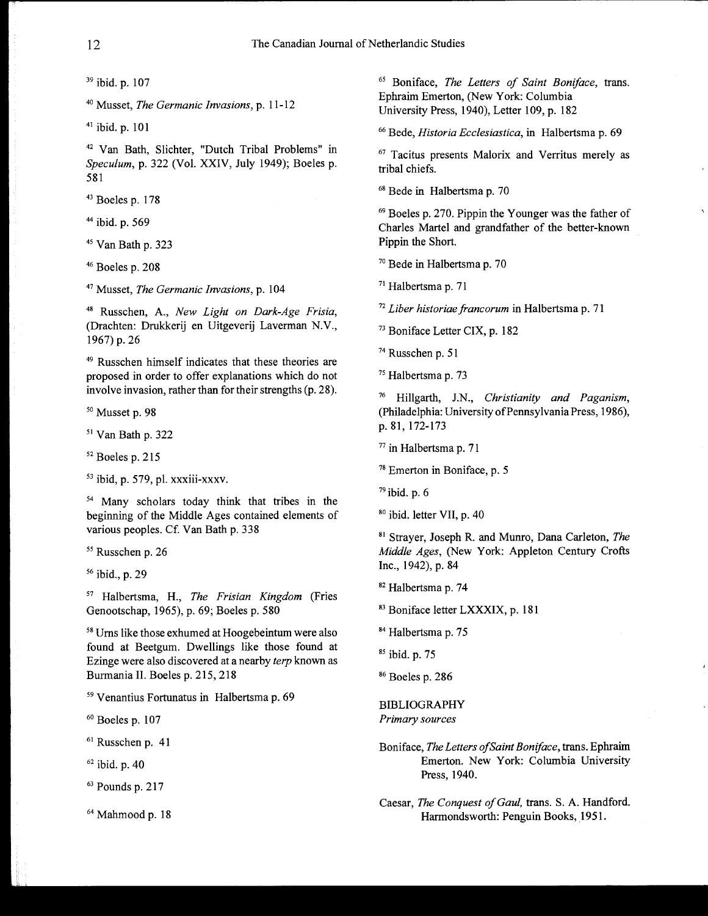[39] ibid. p. 107

[40] Musset, *The Germanic Invasions*, p. 11-12

[41] ibid. p. 101

[42] Van Bath, Slichter, "Dutch Tribal Problems" in *Speculum*, p. 322 (Vol. XXIV, July 1949); Boeles p. 581

[43] Boeles p. 178

[44] ibid. p. 569

[45] Van Bath p. 323

[46] Boeles p. 208

[47] Musset, *The Germanic Invasions*, p. 104

[48] Russchen, A., *New Light on Dark-Age Frisia*, (Drachten: Drukkerij en Uitgeverij Laverman N.V., 1967) p. 26

[49] Russchen himself indicates that these theories are proposed in order to offer explanations which do not involve invasion, rather than for their strengths (p. 28).

[50] Musset p. 98

[51] Van Bath p. 322

[52] Boeles p. 215

[53] ibid, p. 579, pl. xxxiii-xxxv.

[54] Many scholars today think that tribes in the beginning of the Middle Ages contained elements of various peoples. Cf. Van Bath p. 338

[55] Russchen p. 26

[56] ibid., p. 29

[57] Halbertsma, H., *The Frisian Kingdom* (Fries Genootschap, 1965), p. 69; Boeles p. 580

[58] Urns like those exhumed at Hoogebeintum were also found at Beetgum. Dwellings like those found at Ezinge were also discovered at a nearby *terp* known as Burmania II. Boeles p. 215, 218

[59] Venantius Fortunatus in Halbertsma p. 69

[60] Boeles p. 107

[61] Russchen p. 41

[62] ibid. p. 40

[63] Pounds p. 217

[64] Mahmood p. 18

[65] Boniface, *The Letters of Saint Boniface*, trans. Ephraim Emerton, (New York: Columbia University Press, 1940), Letter 109, p. 182

[66] Bede, *Historia Ecclesiastica*, in Halbertsma p. 69

[67] Tacitus presents Malorix and Verritus merely as tribal chiefs.

[68] Bede in Halbertsma p. 70

[69] Boeles p. 270. Pippin the Younger was the father of Charles Martel and grandfather of the better-known Pippin the Short.

[70] Bede in Halbertsma p. 70

[71] Halbertsma p. 71

[72] *Liber historiae francorum* in Halbertsma p. 71

[73] Boniface Letter CIX, p. 182

[74] Russchen p. 51

[75] Halbertsma p. 73

[76] Hillgarth, J.N., *Christianity and Paganism*, (Philadelphia: University of Pennsylvania Press, 1986), p. 81, 172-173

[77] in Halbertsma p. 71

[78] Emerton in Boniface, p. 5

[79] ibid. p. 6

[80] ibid. letter VII, p. 40

[81] Strayer, Joseph R. and Munro, Dana Carleton, *The Middle Ages*, (New York: Appleton Century Crofts Inc., 1942), p. 84

[82] Halbertsma p. 74

[83] Boniface letter LXXXIX, p. 181

[84] Halbertsma p. 75

[85] ibid. p. 75

[86] Boeles p. 286

## BIBLIOGRAPHY

*Primary sources*

Boniface, *The Letters of Saint Boniface*, trans. Ephraim Emerton. New York: Columbia University Press, 1940.

Caesar, *The Conquest of Gaul*, trans. S. A. Handford. Harmondsworth: Penguin Books, 1951.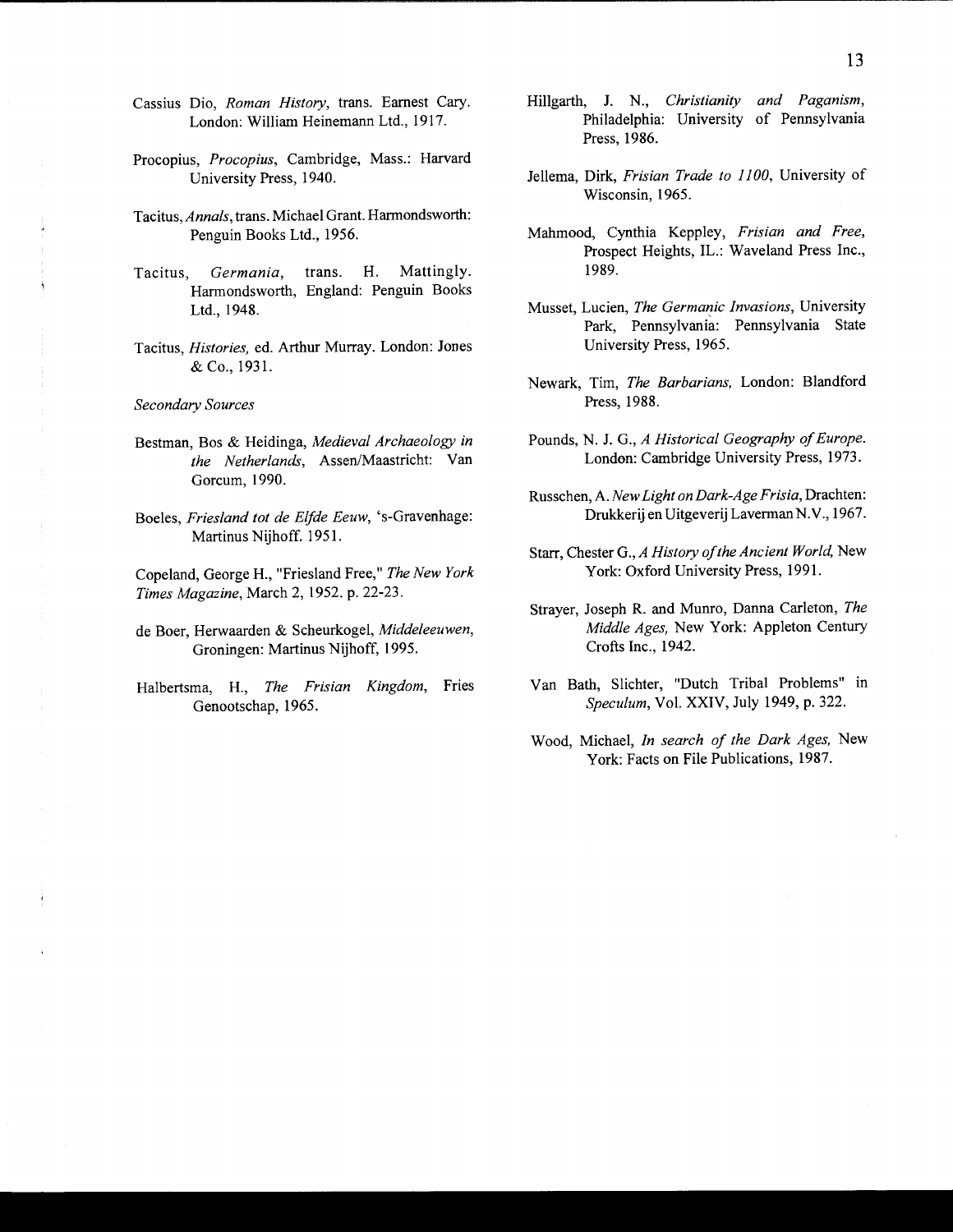Cassius Dio, *Roman History*, trans. Earnest Cary. London: William Heinemann Ltd., 1917.

Procopius, *Procopius*, Cambridge, Mass.: Harvard University Press, 1940.

Tacitus, *Annals*, trans. Michael Grant. Harmondsworth: Penguin Books Ltd., 1956.

Tacitus, *Germania*, trans. H. Mattingly. Harmondsworth, England: Penguin Books Ltd., 1948.

Tacitus, *Histories,* ed. Arthur Murray. London: Jones & Co., 1931.

*Secondary Sources*

Bestman, Bos & Heidinga, *Medieval Archaeology in the Netherlands*, Assen/Maastricht: Van Gorcum, 1990.

Boeles, *Friesland tot de Elfde Eeuw*, 's-Gravenhage: Martinus Nijhoff. 1951.

Copeland, George H., "Friesland Free," *The New York Times Magazine*, March 2, 1952. p. 22-23.

de Boer, Herwaarden & Scheurkogel, *Middeleeuwen*, Groningen: Martinus Nijhoff, 1995.

Halbertsma, H., *The Frisian Kingdom*, Fries Genootschap, 1965.

Hillgarth, J. N., *Christianity and Paganism*, Philadelphia: University of Pennsylvania Press, 1986.

Jellema, Dirk, *Frisian Trade to 1100*, University of Wisconsin, 1965.

Mahmood, Cynthia Keppley, *Frisian and Free*, Prospect Heights, IL.: Waveland Press Inc., 1989.

Musset, Lucien, *The Germanic Invasions*, University Park, Pennsylvania: Pennsylvania State University Press, 1965.

Newark, Tim, *The Barbarians*, London: Blandford Press, 1988.

Pounds, N. J. G., *A Historical Geography of Europe*. London: Cambridge University Press, 1973.

Russchen, A. *New Light on Dark-Age Frisia*, Drachten: Drukkerij en Uitgeverij Laverman N.V., 1967.

Starr, Chester G., *A History of the Ancient World*, New York: Oxford University Press, 1991.

Strayer, Joseph R. and Munro, Danna Carleton, *The Middle Ages*, New York: Appleton Century Crofts Inc., 1942.

Van Bath, Slichter, "Dutch Tribal Problems" in *Speculum*, Vol. XXIV, July 1949, p. 322.

Wood, Michael, *In search of the Dark Ages*, New York: Facts on File Publications, 1987.